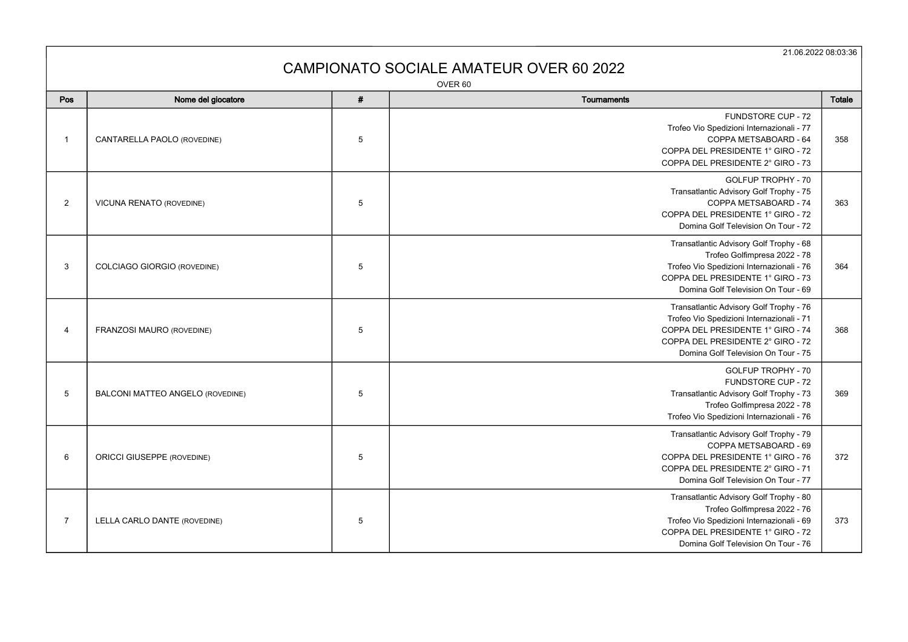21.06.2022 08:03:36

# CAMPIONATO SOCIALE AMATEUR OVER 60 2022

OVER 60

| Pos | Nome del giocatore | # | Tournaments | Totale |
|---|---|---|---|---|
| 1 | CANTARELLA PAOLO (ROVEDINE) | 5 | FUNDSTORE CUP - 72<br>Trofeo Vio Spedizioni Internazionali - 77<br>COPPA METSABOARD - 64<br>COPPA DEL PRESIDENTE 1° GIRO - 72<br>COPPA DEL PRESIDENTE 2° GIRO - 73 | 358 |
| 2 | VICUNA RENATO (ROVEDINE) | 5 | GOLFUP TROPHY - 70<br>Transatlantic Advisory Golf Trophy - 75<br>COPPA METSABOARD - 74<br>COPPA DEL PRESIDENTE 1° GIRO - 72<br>Domina Golf Television On Tour - 72 | 363 |
| 3 | COLCIAGO GIORGIO (ROVEDINE) | 5 | Transatlantic Advisory Golf Trophy - 68<br>Trofeo Golfimpresa 2022 - 78<br>Trofeo Vio Spedizioni Internazionali - 76<br>COPPA DEL PRESIDENTE 1° GIRO - 73<br>Domina Golf Television On Tour - 69 | 364 |
| 4 | FRANZOSI MAURO (ROVEDINE) | 5 | Transatlantic Advisory Golf Trophy - 76<br>Trofeo Vio Spedizioni Internazionali - 71<br>COPPA DEL PRESIDENTE 1° GIRO - 74<br>COPPA DEL PRESIDENTE 2° GIRO - 72<br>Domina Golf Television On Tour - 75 | 368 |
| 5 | BALCONI MATTEO ANGELO (ROVEDINE) | 5 | GOLFUP TROPHY - 70<br>FUNDSTORE CUP - 72<br>Transatlantic Advisory Golf Trophy - 73<br>Trofeo Golfimpresa 2022 - 78<br>Trofeo Vio Spedizioni Internazionali - 76 | 369 |
| 6 | ORICCI GIUSEPPE (ROVEDINE) | 5 | Transatlantic Advisory Golf Trophy - 79<br>COPPA METSABOARD - 69<br>COPPA DEL PRESIDENTE 1° GIRO - 76<br>COPPA DEL PRESIDENTE 2° GIRO - 71<br>Domina Golf Television On Tour - 77 | 372 |
| 7 | LELLA CARLO DANTE (ROVEDINE) | 5 | Transatlantic Advisory Golf Trophy - 80<br>Trofeo Golfimpresa 2022 - 76<br>Trofeo Vio Spedizioni Internazionali - 69<br>COPPA DEL PRESIDENTE 1° GIRO - 72<br>Domina Golf Television On Tour - 76 | 373 |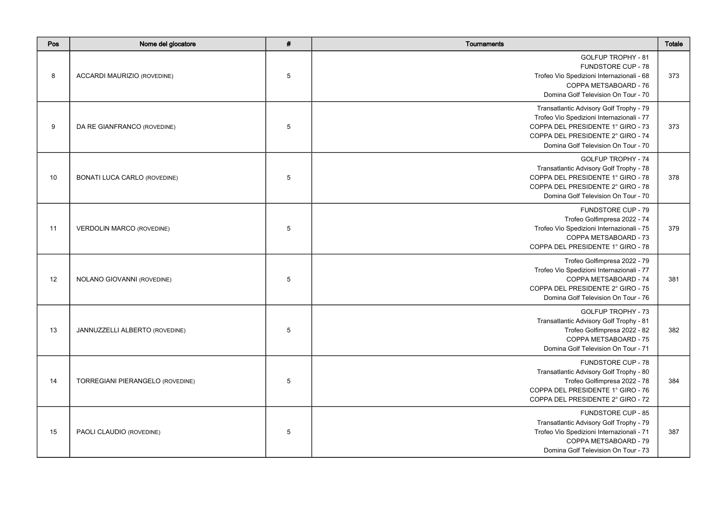| Pos | Nome del giocatore | # | Tournaments | Totale |
|---|---|---|---|---|
| 8 | ACCARDI MAURIZIO (ROVEDINE) | 5 | GOLFUP TROPHY - 81<br>FUNDSTORE CUP - 78<br>Trofeo Vio Spedizioni Internazionali - 68<br>COPPA METSABOARD - 76<br>Domina Golf Television On Tour - 70 | 373 |
| 9 | DA RE GIANFRANCO (ROVEDINE) | 5 | Transatlantic Advisory Golf Trophy - 79<br>Trofeo Vio Spedizioni Internazionali - 77<br>COPPA DEL PRESIDENTE 1° GIRO - 73<br>COPPA DEL PRESIDENTE 2° GIRO - 74<br>Domina Golf Television On Tour - 70 | 373 |
| 10 | BONATI LUCA CARLO (ROVEDINE) | 5 | GOLFUP TROPHY - 74<br>Transatlantic Advisory Golf Trophy - 78<br>COPPA DEL PRESIDENTE 1° GIRO - 78<br>COPPA DEL PRESIDENTE 2° GIRO - 78<br>Domina Golf Television On Tour - 70 | 378 |
| 11 | VERDOLIN MARCO (ROVEDINE) | 5 | FUNDSTORE CUP - 79<br>Trofeo Golfimpresa 2022 - 74<br>Trofeo Vio Spedizioni Internazionali - 75<br>COPPA METSABOARD - 73<br>COPPA DEL PRESIDENTE 1° GIRO - 78 | 379 |
| 12 | NOLANO GIOVANNI (ROVEDINE) | 5 | Trofeo Golfimpresa 2022 - 79<br>Trofeo Vio Spedizioni Internazionali - 77<br>COPPA METSABOARD - 74<br>COPPA DEL PRESIDENTE 2° GIRO - 75<br>Domina Golf Television On Tour - 76 | 381 |
| 13 | JANNUZZELLI ALBERTO (ROVEDINE) | 5 | GOLFUP TROPHY - 73<br>Transatlantic Advisory Golf Trophy - 81<br>Trofeo Golfimpresa 2022 - 82<br>COPPA METSABOARD - 75<br>Domina Golf Television On Tour - 71 | 382 |
| 14 | TORREGIANI PIERANGELO (ROVEDINE) | 5 | FUNDSTORE CUP - 78<br>Transatlantic Advisory Golf Trophy - 80<br>Trofeo Golfimpresa 2022 - 78<br>COPPA DEL PRESIDENTE 1° GIRO - 76<br>COPPA DEL PRESIDENTE 2° GIRO - 72 | 384 |
| 15 | PAOLI CLAUDIO (ROVEDINE) | 5 | FUNDSTORE CUP - 85<br>Transatlantic Advisory Golf Trophy - 79<br>Trofeo Vio Spedizioni Internazionali - 71<br>COPPA METSABOARD - 79<br>Domina Golf Television On Tour - 73 | 387 |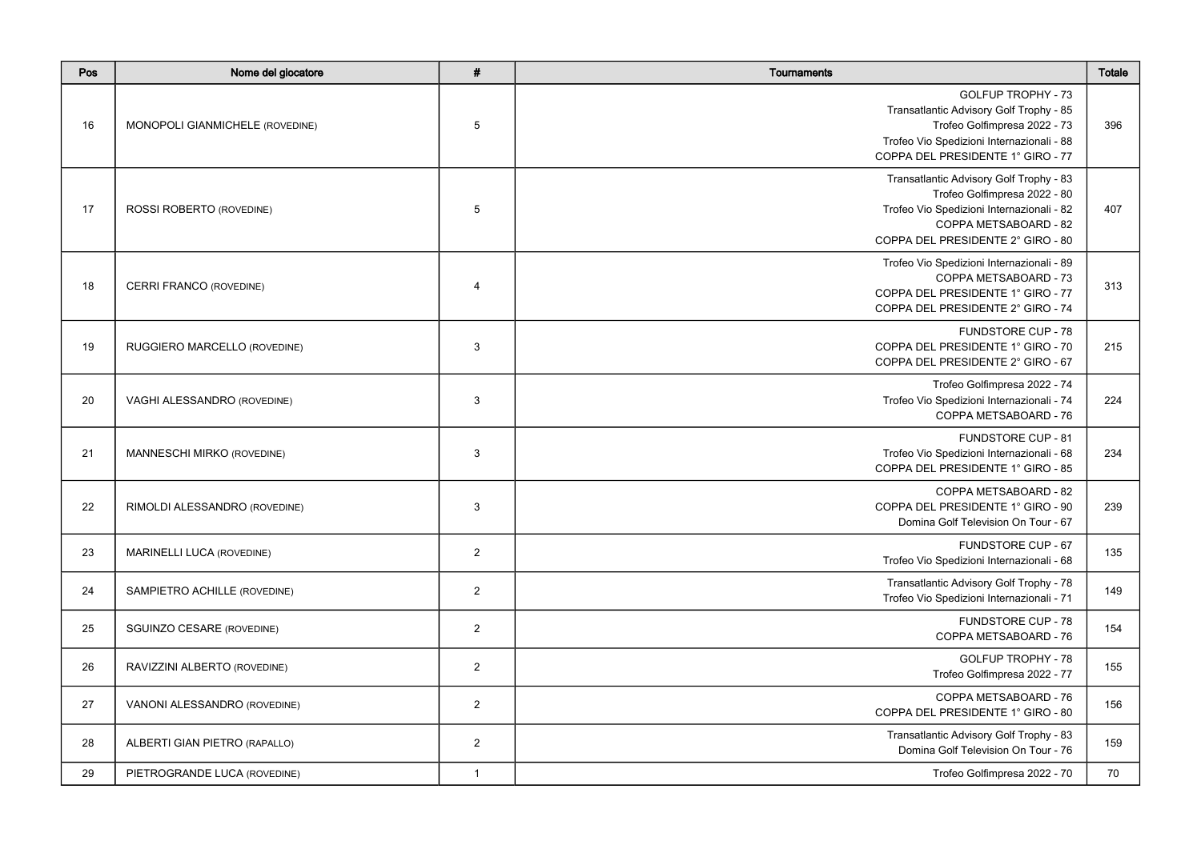| Pos | Nome del giocatore | # | Tournaments | Totale |
|---|---|---|---|---|
| 16 | MONOPOLI GIANMICHELE (ROVEDINE) | 5 | GOLFUP TROPHY - 73<br>Transatlantic Advisory Golf Trophy - 85<br>Trofeo Golfimpresa 2022 - 73<br>Trofeo Vio Spedizioni Internazionali - 88<br>COPPA DEL PRESIDENTE 1° GIRO - 77 | 396 |
| 17 | ROSSI ROBERTO (ROVEDINE) | 5 | Transatlantic Advisory Golf Trophy - 83<br>Trofeo Golfimpresa 2022 - 80<br>Trofeo Vio Spedizioni Internazionali - 82<br>COPPA METSABOARD - 82<br>COPPA DEL PRESIDENTE 2° GIRO - 80 | 407 |
| 18 | CERRI FRANCO (ROVEDINE) | 4 | Trofeo Vio Spedizioni Internazionali - 89<br>COPPA METSABOARD - 73<br>COPPA DEL PRESIDENTE 1° GIRO - 77<br>COPPA DEL PRESIDENTE 2° GIRO - 74 | 313 |
| 19 | RUGGIERO MARCELLO (ROVEDINE) | 3 | FUNDSTORE CUP - 78<br>COPPA DEL PRESIDENTE 1° GIRO - 70<br>COPPA DEL PRESIDENTE 2° GIRO - 67 | 215 |
| 20 | VAGHI ALESSANDRO (ROVEDINE) | 3 | Trofeo Golfimpresa 2022 - 74<br>Trofeo Vio Spedizioni Internazionali - 74<br>COPPA METSABOARD - 76 | 224 |
| 21 | MANNESCHI MIRKO (ROVEDINE) | 3 | FUNDSTORE CUP - 81<br>Trofeo Vio Spedizioni Internazionali - 68<br>COPPA DEL PRESIDENTE 1° GIRO - 85 | 234 |
| 22 | RIMOLDI ALESSANDRO (ROVEDINE) | 3 | COPPA METSABOARD - 82<br>COPPA DEL PRESIDENTE 1° GIRO - 90<br>Domina Golf Television On Tour - 67 | 239 |
| 23 | MARINELLI LUCA (ROVEDINE) | 2 | FUNDSTORE CUP - 67<br>Trofeo Vio Spedizioni Internazionali - 68 | 135 |
| 24 | SAMPIETRO ACHILLE (ROVEDINE) | 2 | Transatlantic Advisory Golf Trophy - 78<br>Trofeo Vio Spedizioni Internazionali - 71 | 149 |
| 25 | SGUINZO CESARE (ROVEDINE) | 2 | FUNDSTORE CUP - 78<br>COPPA METSABOARD - 76 | 154 |
| 26 | RAVIZZINI ALBERTO (ROVEDINE) | 2 | GOLFUP TROPHY - 78<br>Trofeo Golfimpresa 2022 - 77 | 155 |
| 27 | VANONI ALESSANDRO (ROVEDINE) | 2 | COPPA METSABOARD - 76<br>COPPA DEL PRESIDENTE 1° GIRO - 80 | 156 |
| 28 | ALBERTI GIAN PIETRO (RAPALLO) | 2 | Transatlantic Advisory Golf Trophy - 83<br>Domina Golf Television On Tour - 76 | 159 |
| 29 | PIETROGRANDE LUCA (ROVEDINE) | 1 | Trofeo Golfimpresa 2022 - 70 | 70 |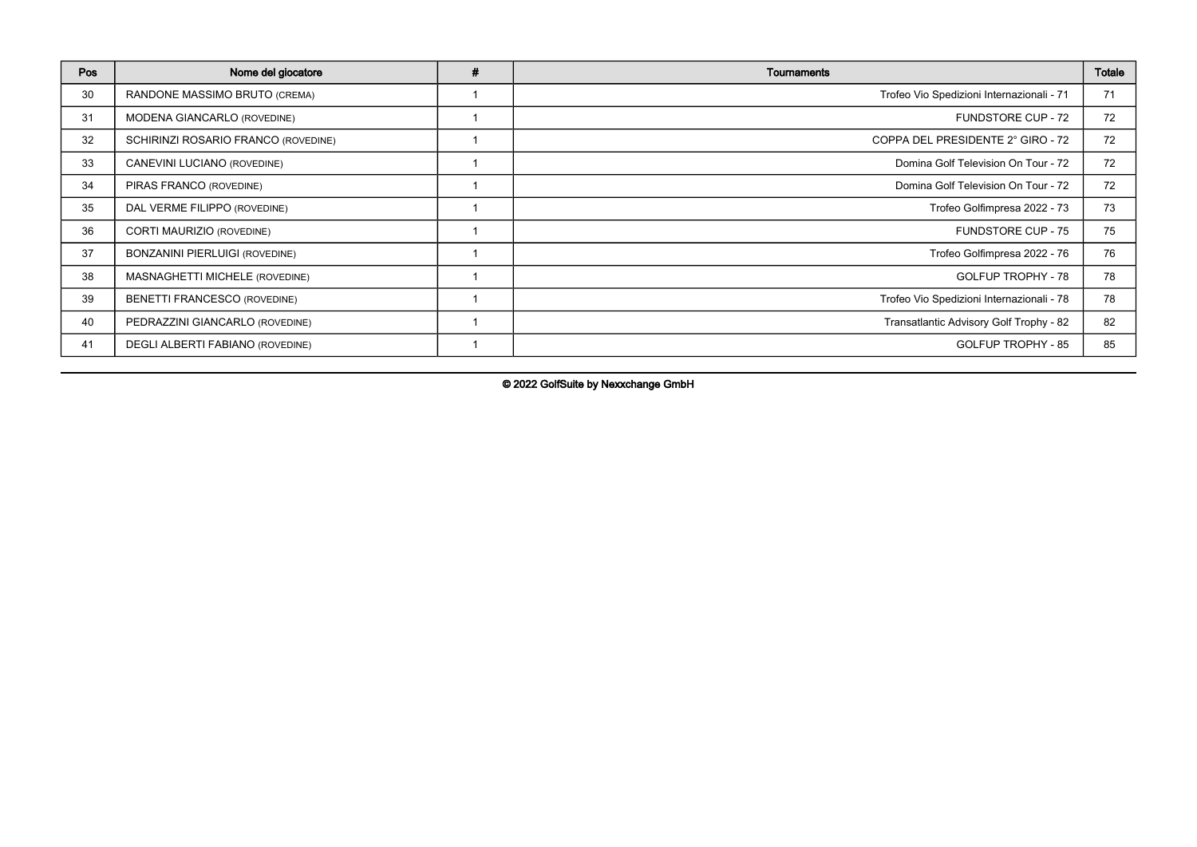| Pos | Nome del giocatore | # | Tournaments | Totale |
|---|---|---|---|---|
| 30 | RANDONE MASSIMO BRUTO (CREMA) | 1 | Trofeo Vio Spedizioni Internazionali - 71 | 71 |
| 31 | MODENA GIANCARLO (ROVEDINE) | 1 | FUNDSTORE CUP - 72 | 72 |
| 32 | SCHIRINZI ROSARIO FRANCO (ROVEDINE) | 1 | COPPA DEL PRESIDENTE 2° GIRO - 72 | 72 |
| 33 | CANEVINI LUCIANO (ROVEDINE) | 1 | Domina Golf Television On Tour - 72 | 72 |
| 34 | PIRAS FRANCO (ROVEDINE) | 1 | Domina Golf Television On Tour - 72 | 72 |
| 35 | DAL VERME FILIPPO (ROVEDINE) | 1 | Trofeo Golfimpresa 2022 - 73 | 73 |
| 36 | CORTI MAURIZIO (ROVEDINE) | 1 | FUNDSTORE CUP - 75 | 75 |
| 37 | BONZANINI PIERLUIGI (ROVEDINE) | 1 | Trofeo Golfimpresa 2022 - 76 | 76 |
| 38 | MASNAGHETTI MICHELE (ROVEDINE) | 1 | GOLFUP TROPHY - 78 | 78 |
| 39 | BENETTI FRANCESCO (ROVEDINE) | 1 | Trofeo Vio Spedizioni Internazionali - 78 | 78 |
| 40 | PEDRAZZINI GIANCARLO (ROVEDINE) | 1 | Transatlantic Advisory Golf Trophy - 82 | 82 |
| 41 | DEGLI ALBERTI FABIANO (ROVEDINE) | 1 | GOLFUP TROPHY - 85 | 85 |

© 2022 GolfSuite by Nexxchange GmbH